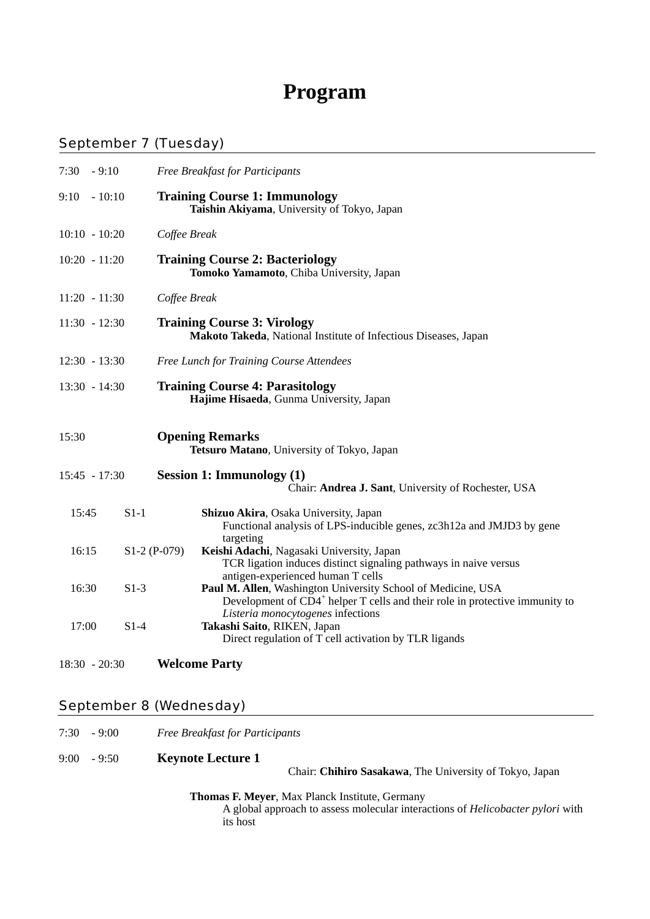# Program

## September 7 (Tuesday)

7:30 - 9:10 *Free Breakfast for Participants*

9:10 - 10:10 **Training Course 1: Immunology**
**Taishin Akiyama**, University of Tokyo, Japan

10:10 - 10:20 *Coffee Break*

10:20 - 11:20 **Training Course 2: Bacteriology**
**Tomoko Yamamoto**, Chiba University, Japan

11:20 - 11:30 *Coffee Break*

11:30 - 12:30 **Training Course 3: Virology**
**Makoto Takeda**, National Institute of Infectious Diseases, Japan

12:30 - 13:30 *Free Lunch for Training Course Attendees*

13:30 - 14:30 **Training Course 4: Parasitology**
**Hajime Hisaeda**, Gunma University, Japan

15:30 **Opening Remarks**
**Tetsuro Matano**, University of Tokyo, Japan

15:45 - 17:30 **Session 1: Immunology (1)**
Chair: **Andrea J. Sant**, University of Rochester, USA

15:45 S1-1 **Shizuo Akira**, Osaka University, Japan
Functional analysis of LPS-inducible genes, zc3h12a and JMJD3 by gene targeting

16:15 S1-2 (P-079) **Keishi Adachi**, Nagasaki University, Japan
TCR ligation induces distinct signaling pathways in naive versus antigen-experienced human T cells

16:30 S1-3 **Paul M. Allen**, Washington University School of Medicine, USA
Development of $CD4^+$ helper T cells and their role in protective immunity to *Listeria monocytogenes* infections

17:00 S1-4 **Takashi Saito**, RIKEN, Japan
Direct regulation of T cell activation by TLR ligands

18:30 - 20:30 **Welcome Party**

## September 8 (Wednesday)

7:30 - 9:00 *Free Breakfast for Participants*

9:00 - 9:50 **Keynote Lecture 1**
Chair: **Chihiro Sasakawa**, The University of Tokyo, Japan

**Thomas F. Meyer**, Max Planck Institute, Germany
A global approach to assess molecular interactions of *Helicobacter pylori* with its host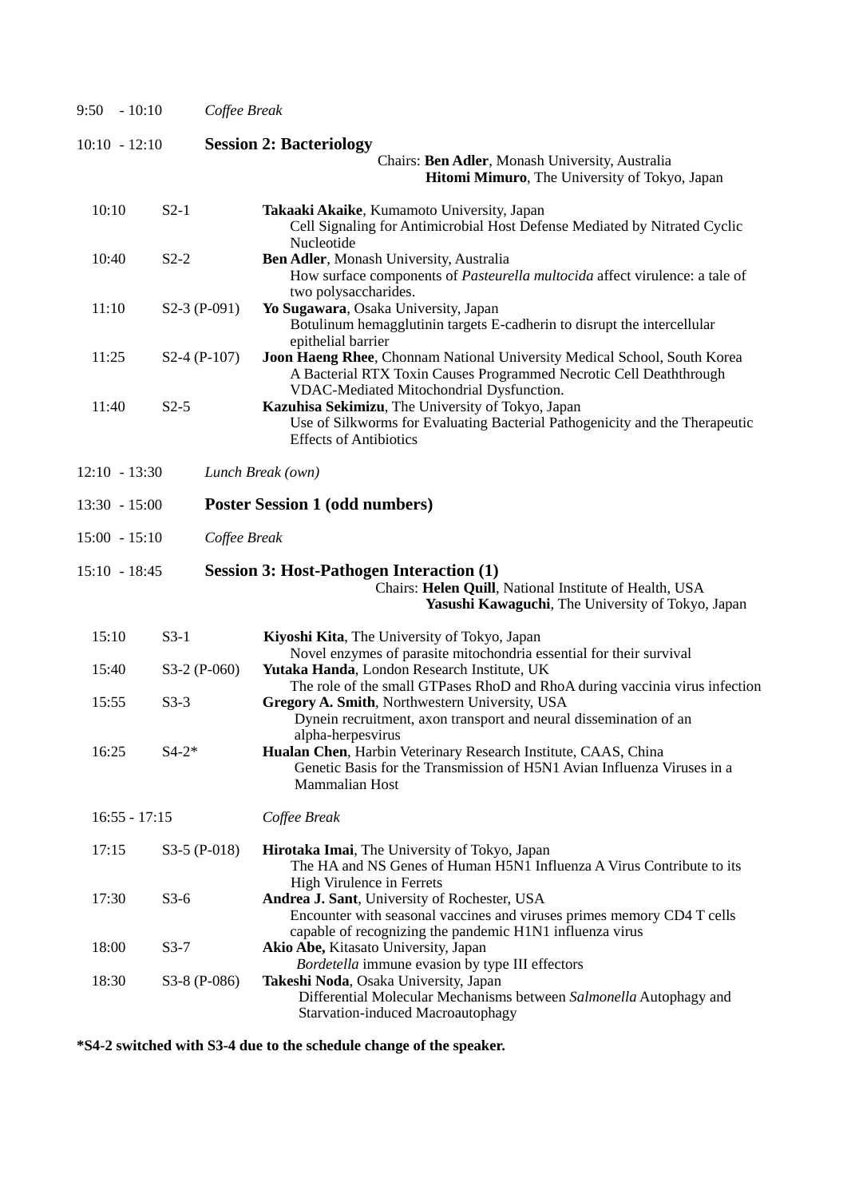9:50 - 10:10 *Coffee Break*

10:10 - 12:10 **Session 2: Bacteriology**

Chairs: **Ben Adler**, Monash University, Australia
**Hitomi Mimuro**, The University of Tokyo, Japan

| Time | No. | Speaker / Title |
|---|---|---|
| 10:10 | S2-1 | **Takaaki Akaike**, Kumamoto University, Japan<br>Cell Signaling for Antimicrobial Host Defense Mediated by Nitrated Cyclic Nucleotide |
| 10:40 | S2-2 | **Ben Adler**, Monash University, Australia<br>How surface components of *Pasteurella multocida* affect virulence: a tale of two polysaccharides. |
| 11:10 | S2-3 (P-091) | **Yo Sugawara**, Osaka University, Japan<br>Botulinum hemagglutinin targets E-cadherin to disrupt the intercellular epithelial barrier |
| 11:25 | S2-4 (P-107) | **Joon Haeng Rhee**, Chonnam National University Medical School, South Korea<br>A Bacterial RTX Toxin Causes Programmed Necrotic Cell Deaththrough VDAC-Mediated Mitochondrial Dysfunction. |
| 11:40 | S2-5 | **Kazuhisa Sekimizu**, The University of Tokyo, Japan<br>Use of Silkworms for Evaluating Bacterial Pathogenicity and the Therapeutic Effects of Antibiotics |

12:10 - 13:30 *Lunch Break (own)*

13:30 - 15:00 **Poster Session 1 (odd numbers)**

15:00 - 15:10 *Coffee Break*

15:10 - 18:45 **Session 3: Host-Pathogen Interaction (1)**

Chairs: **Helen Quill**, National Institute of Health, USA
**Yasushi Kawaguchi**, The University of Tokyo, Japan

| Time | No. | Speaker / Title |
|---|---|---|
| 15:10 | S3-1 | **Kiyoshi Kita**, The University of Tokyo, Japan<br>Novel enzymes of parasite mitochondria essential for their survival |
| 15:40 | S3-2 (P-060) | **Yutaka Handa**, London Research Institute, UK<br>The role of the small GTPases RhoD and RhoA during vaccinia virus infection |
| 15:55 | S3-3 | **Gregory A. Smith**, Northwestern University, USA<br>Dynein recruitment, axon transport and neural dissemination of an alpha-herpesvirus |
| 16:25 | S4-2* | **Hualan Chen**, Harbin Veterinary Research Institute, CAAS, China<br>Genetic Basis for the Transmission of H5N1 Avian Influenza Viruses in a Mammalian Host |
| 16:55 - 17:15 | | *Coffee Break* |
| 17:15 | S3-5 (P-018) | **Hirotaka Imai**, The University of Tokyo, Japan<br>The HA and NS Genes of Human H5N1 Influenza A Virus Contribute to its High Virulence in Ferrets |
| 17:30 | S3-6 | **Andrea J. Sant**, University of Rochester, USA<br>Encounter with seasonal vaccines and viruses primes memory CD4 T cells capable of recognizing the pandemic H1N1 influenza virus |
| 18:00 | S3-7 | **Akio Abe,** Kitasato University, Japan<br>*Bordetella* immune evasion by type III effectors |
| 18:30 | S3-8 (P-086) | **Takeshi Noda**, Osaka University, Japan<br>Differential Molecular Mechanisms between *Salmonella* Autophagy and Starvation-induced Macroautophagy |

**\*S4-2 switched with S3-4 due to the schedule change of the speaker.**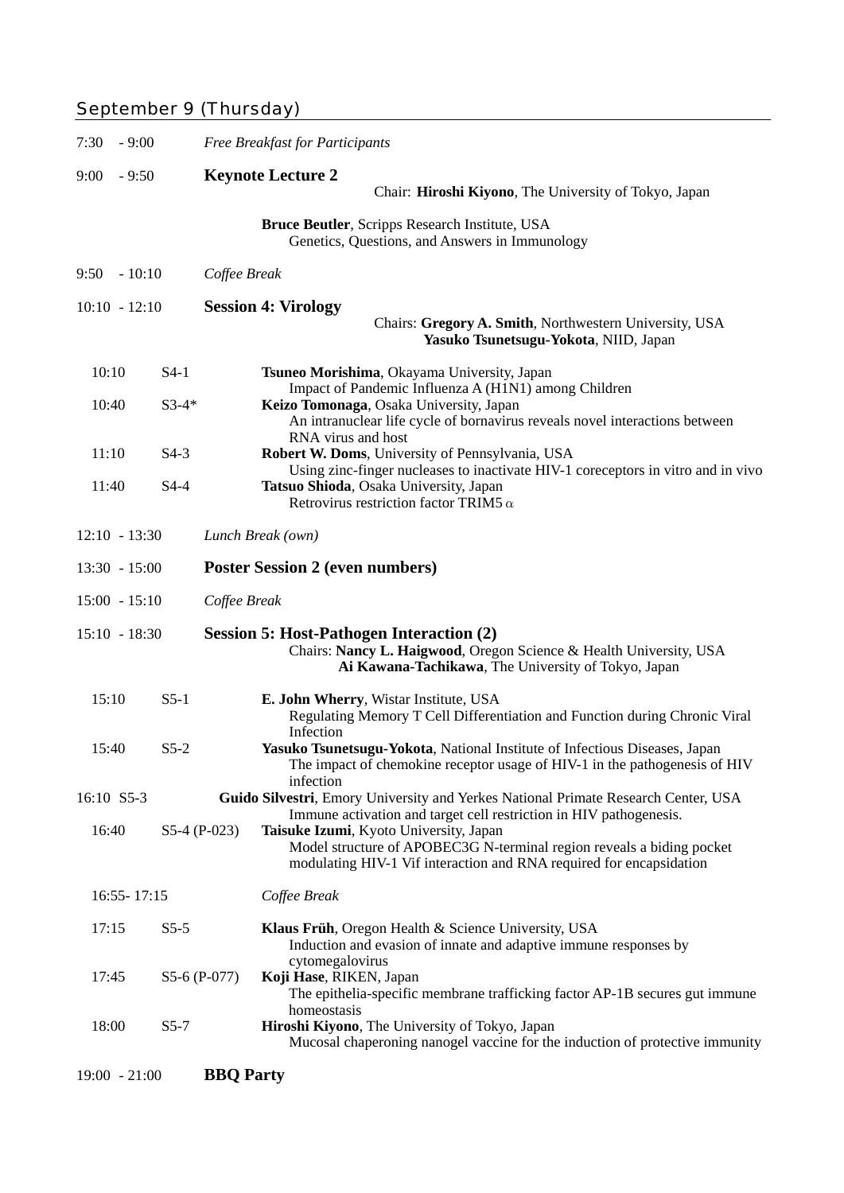## September 9 (Thursday)

7:30 - 9:00 *Free Breakfast for Participants*

9:00 - 9:50 **Keynote Lecture 2**

Chair: **Hiroshi Kiyono**, The University of Tokyo, Japan

**Bruce Beutler**, Scripps Research Institute, USA
Genetics, Questions, and Answers in Immunology

9:50 - 10:10 *Coffee Break*

10:10 - 12:10 **Session 4: Virology**

Chairs: **Gregory A. Smith**, Northwestern University, USA
**Yasuko Tsunetsugu-Yokota**, NIID, Japan

10:10 S4-1 **Tsuneo Morishima**, Okayama University, Japan
Impact of Pandemic Influenza A (H1N1) among Children

10:40 S3-4* **Keizo Tomonaga**, Osaka University, Japan
An intranuclear life cycle of bornavirus reveals novel interactions between RNA virus and host

11:10 S4-3 **Robert W. Doms**, University of Pennsylvania, USA
Using zinc-finger nucleases to inactivate HIV-1 coreceptors in vitro and in vivo

11:40 S4-4 **Tatsuo Shioda**, Osaka University, Japan
Retrovirus restriction factor TRIM5 $\alpha$

12:10 - 13:30 *Lunch Break (own)*

13:30 - 15:00 **Poster Session 2 (even numbers)**

15:00 - 15:10 *Coffee Break*

15:10 - 18:30 **Session 5: Host-Pathogen Interaction (2)**

Chairs: **Nancy L. Haigwood**, Oregon Science & Health University, USA
**Ai Kawana-Tachikawa**, The University of Tokyo, Japan

15:10 S5-1 **E. John Wherry**, Wistar Institute, USA
Regulating Memory T Cell Differentiation and Function during Chronic Viral Infection

15:40 S5-2 **Yasuko Tsunetsugu-Yokota**, National Institute of Infectious Diseases, Japan
The impact of chemokine receptor usage of HIV-1 in the pathogenesis of HIV infection

16:10 S5-3 **Guido Silvestri**, Emory University and Yerkes National Primate Research Center, USA
Immune activation and target cell restriction in HIV pathogenesis.

16:40 S5-4 (P-023) **Taisuke Izumi**, Kyoto University, Japan
Model structure of APOBEC3G N-terminal region reveals a biding pocket modulating HIV-1 Vif interaction and RNA required for encapsidation

16:55- 17:15 *Coffee Break*

17:15 S5-5 **Klaus Früh**, Oregon Health & Science University, USA
Induction and evasion of innate and adaptive immune responses by cytomegalovirus

17:45 S5-6 (P-077) **Koji Hase**, RIKEN, Japan
The epithelia-specific membrane trafficking factor AP-1B secures gut immune homeostasis

18:00 S5-7 **Hiroshi Kiyono**, The University of Tokyo, Japan
Mucosal chaperoning nanogel vaccine for the induction of protective immunity

19:00 - 21:00 **BBQ Party**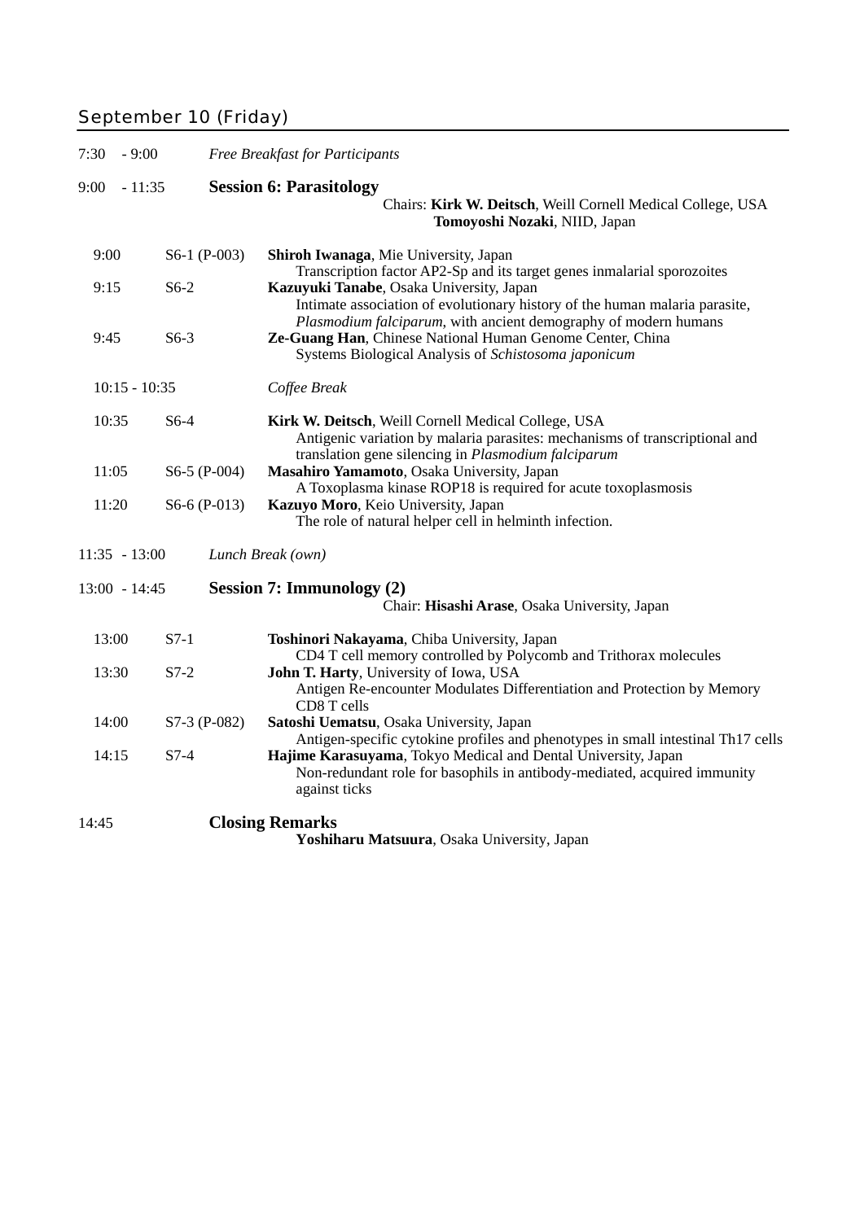## September 10 (Friday)

7:30 - 9:00 *Free Breakfast for Participants*

9:00 - 11:35 **Session 6: Parasitology**

Chairs: **Kirk W. Deitsch**, Weill Cornell Medical College, USA
**Tomoyoshi Nozaki**, NIID, Japan

9:00 S6-1 (P-003) **Shiroh Iwanaga**, Mie University, Japan
Transcription factor AP2-Sp and its target genes inmalarial sporozoites

9:15 S6-2 **Kazuyuki Tanabe**, Osaka University, Japan
Intimate association of evolutionary history of the human malaria parasite, *Plasmodium falciparum*, with ancient demography of modern humans

9:45 S6-3 **Ze-Guang Han**, Chinese National Human Genome Center, China
Systems Biological Analysis of *Schistosoma japonicum*

10:15 - 10:35 *Coffee Break*

10:35 S6-4 **Kirk W. Deitsch**, Weill Cornell Medical College, USA
Antigenic variation by malaria parasites: mechanisms of transcriptional and translation gene silencing in *Plasmodium falciparum*

11:05 S6-5 (P-004) **Masahiro Yamamoto**, Osaka University, Japan
A Toxoplasma kinase ROP18 is required for acute toxoplasmosis

11:20 S6-6 (P-013) **Kazuyo Moro**, Keio University, Japan
The role of natural helper cell in helminth infection.

11:35 - 13:00 *Lunch Break (own)*

13:00 - 14:45 **Session 7: Immunology (2)**

Chair: **Hisashi Arase**, Osaka University, Japan

13:00 S7-1 **Toshinori Nakayama**, Chiba University, Japan
CD4 T cell memory controlled by Polycomb and Trithorax molecules

13:30 S7-2 **John T. Harty**, University of Iowa, USA
Antigen Re-encounter Modulates Differentiation and Protection by Memory CD8 T cells

14:00 S7-3 (P-082) **Satoshi Uematsu**, Osaka University, Japan
Antigen-specific cytokine profiles and phenotypes in small intestinal Th17 cells

14:15 S7-4 **Hajime Karasuyama**, Tokyo Medical and Dental University, Japan
Non-redundant role for basophils in antibody-mediated, acquired immunity against ticks

14:45 **Closing Remarks**

**Yoshiharu Matsuura**, Osaka University, Japan